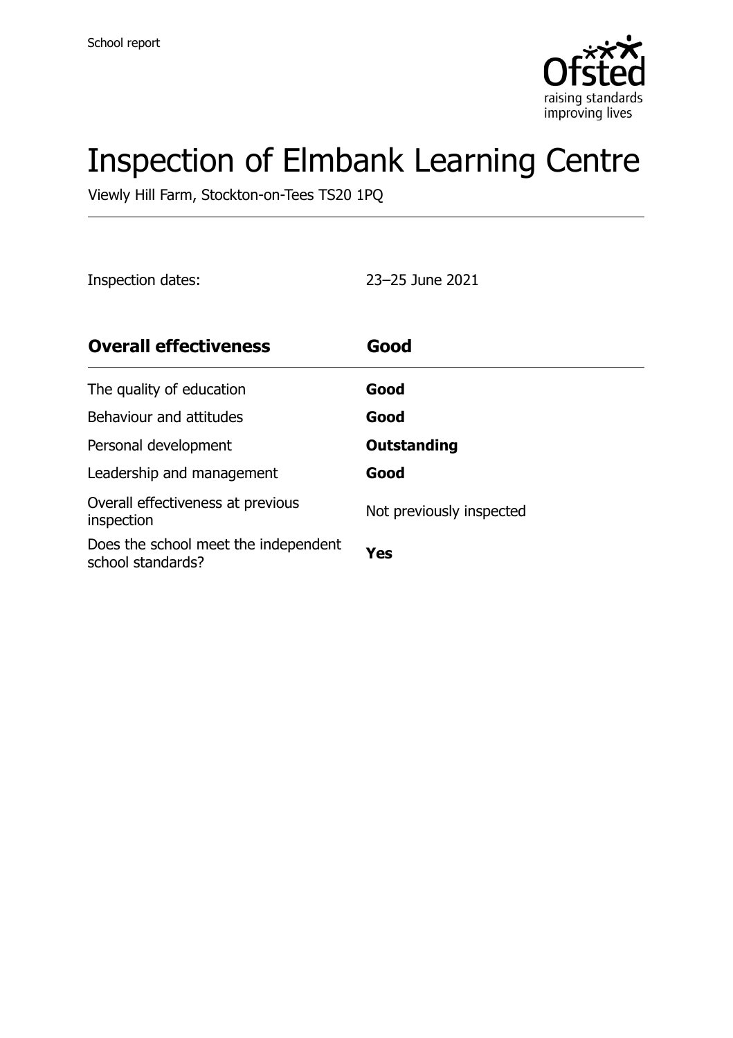School report

# Inspection of Elmbank Learning Centre

Viewly Hill Farm, Stockton-on-Tees TS20 1PQ

Inspection dates: 23–25 June 2021

| **Overall effectiveness** | **Good** |
| --- | --- |
| The quality of education | **Good** |
| Behaviour and attitudes | **Good** |
| Personal development | **Outstanding** |
| Leadership and management | **Good** |
| Overall effectiveness at previous inspection | Not previously inspected |
| Does the school meet the independent school standards? | **Yes** |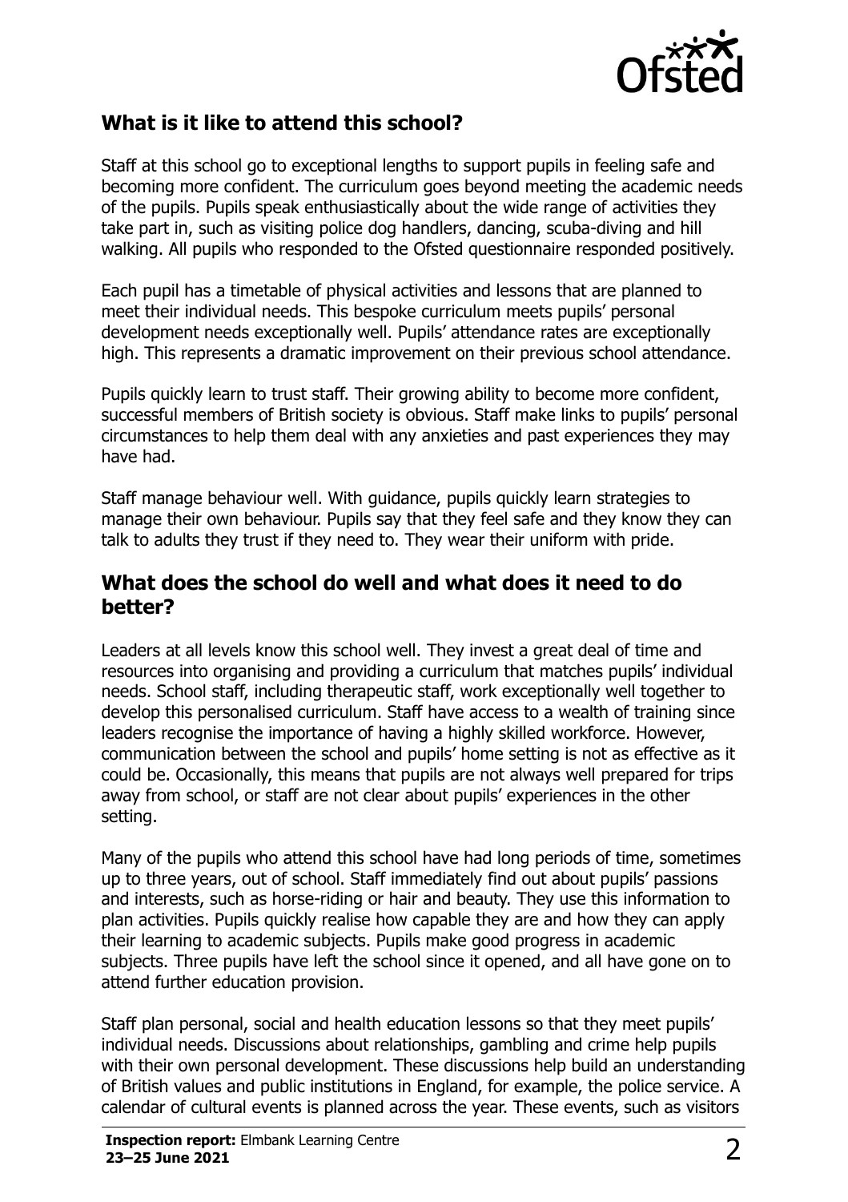## What is it like to attend this school?

Staff at this school go to exceptional lengths to support pupils in feeling safe and becoming more confident. The curriculum goes beyond meeting the academic needs of the pupils. Pupils speak enthusiastically about the wide range of activities they take part in, such as visiting police dog handlers, dancing, scuba-diving and hill walking. All pupils who responded to the Ofsted questionnaire responded positively.

Each pupil has a timetable of physical activities and lessons that are planned to meet their individual needs. This bespoke curriculum meets pupils' personal development needs exceptionally well. Pupils' attendance rates are exceptionally high. This represents a dramatic improvement on their previous school attendance.

Pupils quickly learn to trust staff. Their growing ability to become more confident, successful members of British society is obvious. Staff make links to pupils' personal circumstances to help them deal with any anxieties and past experiences they may have had.

Staff manage behaviour well. With guidance, pupils quickly learn strategies to manage their own behaviour. Pupils say that they feel safe and they know they can talk to adults they trust if they need to. They wear their uniform with pride.

## What does the school do well and what does it need to do better?

Leaders at all levels know this school well. They invest a great deal of time and resources into organising and providing a curriculum that matches pupils' individual needs. School staff, including therapeutic staff, work exceptionally well together to develop this personalised curriculum. Staff have access to a wealth of training since leaders recognise the importance of having a highly skilled workforce. However, communication between the school and pupils' home setting is not as effective as it could be. Occasionally, this means that pupils are not always well prepared for trips away from school, or staff are not clear about pupils' experiences in the other setting.

Many of the pupils who attend this school have had long periods of time, sometimes up to three years, out of school. Staff immediately find out about pupils' passions and interests, such as horse-riding or hair and beauty. They use this information to plan activities. Pupils quickly realise how capable they are and how they can apply their learning to academic subjects. Pupils make good progress in academic subjects. Three pupils have left the school since it opened, and all have gone on to attend further education provision.

Staff plan personal, social and health education lessons so that they meet pupils' individual needs. Discussions about relationships, gambling and crime help pupils with their own personal development. These discussions help build an understanding of British values and public institutions in England, for example, the police service. A calendar of cultural events is planned across the year. These events, such as visitors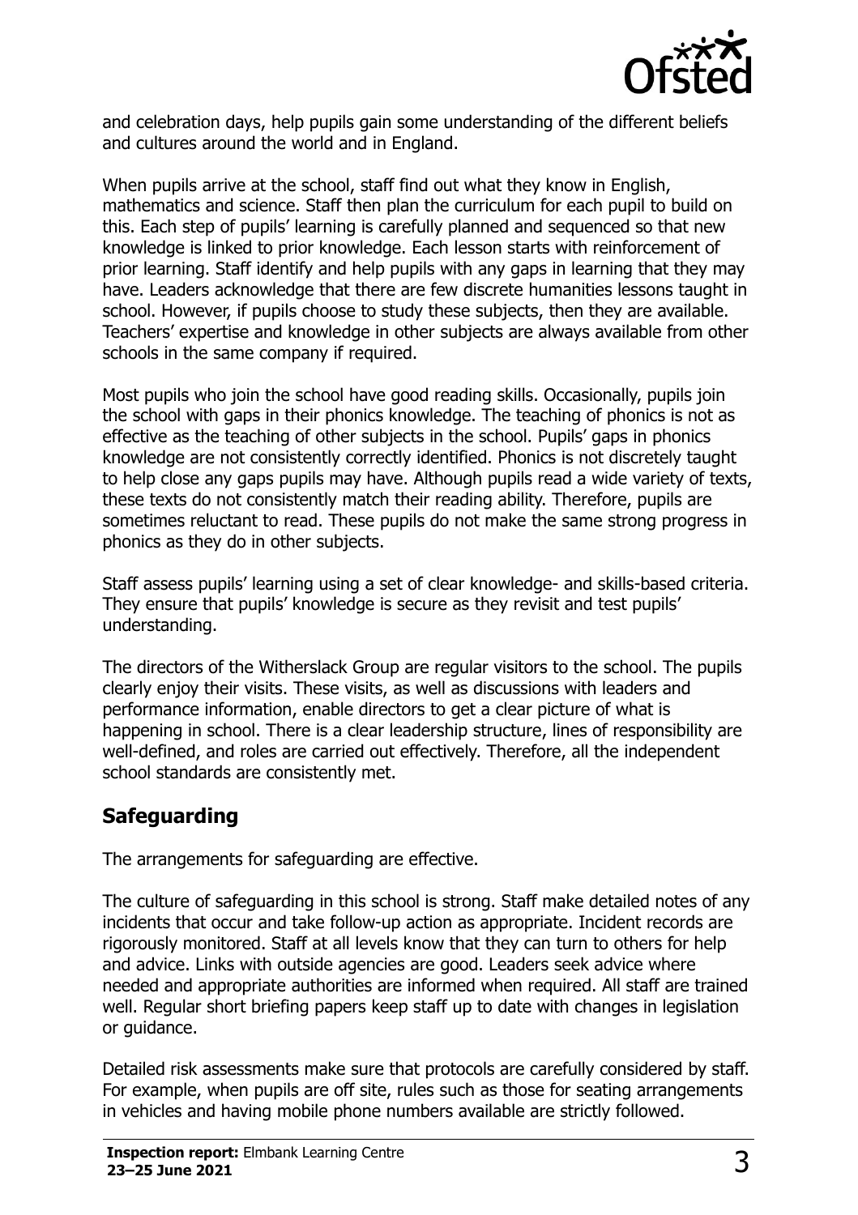and celebration days, help pupils gain some understanding of the different beliefs and cultures around the world and in England.

When pupils arrive at the school, staff find out what they know in English, mathematics and science. Staff then plan the curriculum for each pupil to build on this. Each step of pupils' learning is carefully planned and sequenced so that new knowledge is linked to prior knowledge. Each lesson starts with reinforcement of prior learning. Staff identify and help pupils with any gaps in learning that they may have. Leaders acknowledge that there are few discrete humanities lessons taught in school. However, if pupils choose to study these subjects, then they are available. Teachers' expertise and knowledge in other subjects are always available from other schools in the same company if required.

Most pupils who join the school have good reading skills. Occasionally, pupils join the school with gaps in their phonics knowledge. The teaching of phonics is not as effective as the teaching of other subjects in the school. Pupils' gaps in phonics knowledge are not consistently correctly identified. Phonics is not discretely taught to help close any gaps pupils may have. Although pupils read a wide variety of texts, these texts do not consistently match their reading ability. Therefore, pupils are sometimes reluctant to read. These pupils do not make the same strong progress in phonics as they do in other subjects.

Staff assess pupils' learning using a set of clear knowledge- and skills-based criteria. They ensure that pupils' knowledge is secure as they revisit and test pupils' understanding.

The directors of the Witherslack Group are regular visitors to the school. The pupils clearly enjoy their visits. These visits, as well as discussions with leaders and performance information, enable directors to get a clear picture of what is happening in school. There is a clear leadership structure, lines of responsibility are well-defined, and roles are carried out effectively. Therefore, all the independent school standards are consistently met.

## Safeguarding

The arrangements for safeguarding are effective.

The culture of safeguarding in this school is strong. Staff make detailed notes of any incidents that occur and take follow-up action as appropriate. Incident records are rigorously monitored. Staff at all levels know that they can turn to others for help and advice. Links with outside agencies are good. Leaders seek advice where needed and appropriate authorities are informed when required. All staff are trained well. Regular short briefing papers keep staff up to date with changes in legislation or guidance.

Detailed risk assessments make sure that protocols are carefully considered by staff. For example, when pupils are off site, rules such as those for seating arrangements in vehicles and having mobile phone numbers available are strictly followed.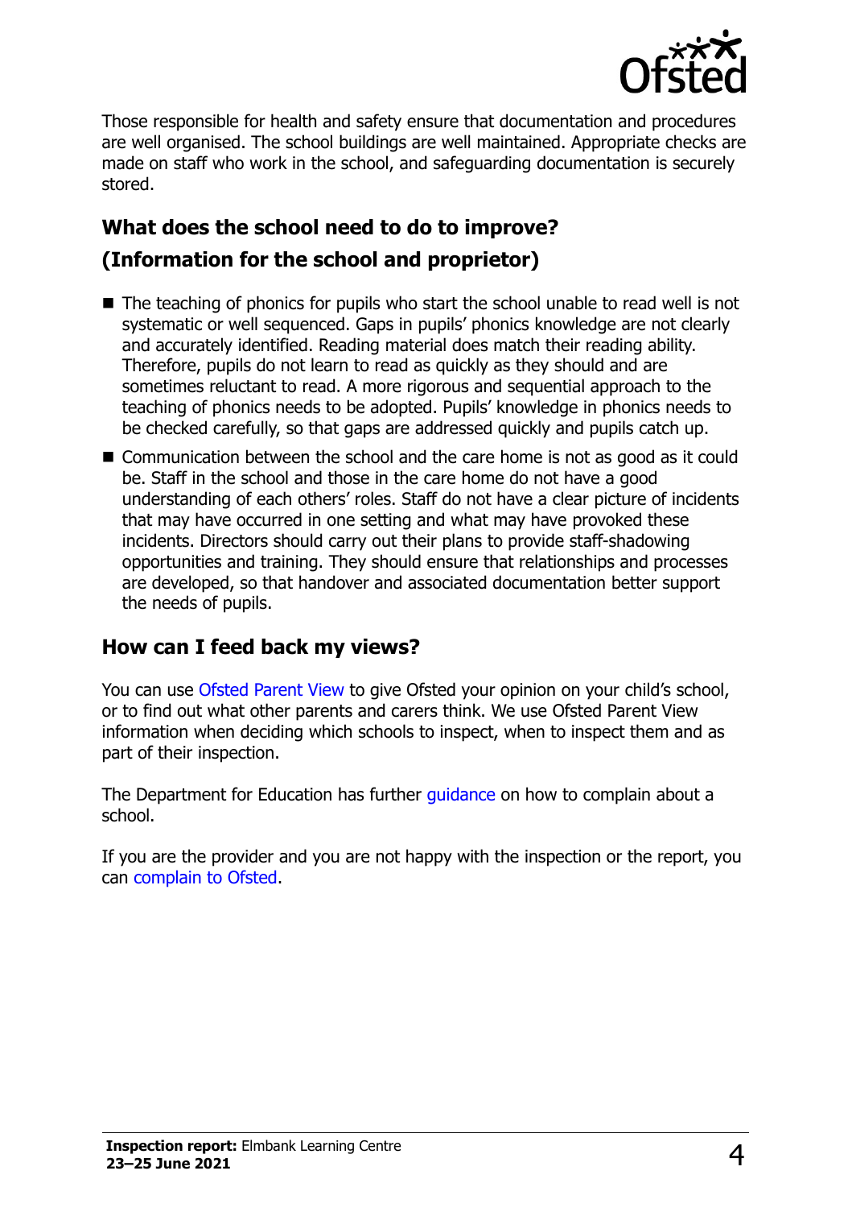Those responsible for health and safety ensure that documentation and procedures are well organised. The school buildings are well maintained. Appropriate checks are made on staff who work in the school, and safeguarding documentation is securely stored.

## What does the school need to do to improve?

## (Information for the school and proprietor)

- The teaching of phonics for pupils who start the school unable to read well is not systematic or well sequenced. Gaps in pupils' phonics knowledge are not clearly and accurately identified. Reading material does match their reading ability. Therefore, pupils do not learn to read as quickly as they should and are sometimes reluctant to read. A more rigorous and sequential approach to the teaching of phonics needs to be adopted. Pupils' knowledge in phonics needs to be checked carefully, so that gaps are addressed quickly and pupils catch up.
- Communication between the school and the care home is not as good as it could be. Staff in the school and those in the care home do not have a good understanding of each others' roles. Staff do not have a clear picture of incidents that may have occurred in one setting and what may have provoked these incidents. Directors should carry out their plans to provide staff-shadowing opportunities and training. They should ensure that relationships and processes are developed, so that handover and associated documentation better support the needs of pupils.

## How can I feed back my views?

You can use Ofsted Parent View to give Ofsted your opinion on your child's school, or to find out what other parents and carers think. We use Ofsted Parent View information when deciding which schools to inspect, when to inspect them and as part of their inspection.

The Department for Education has further guidance on how to complain about a school.

If you are the provider and you are not happy with the inspection or the report, you can complain to Ofsted.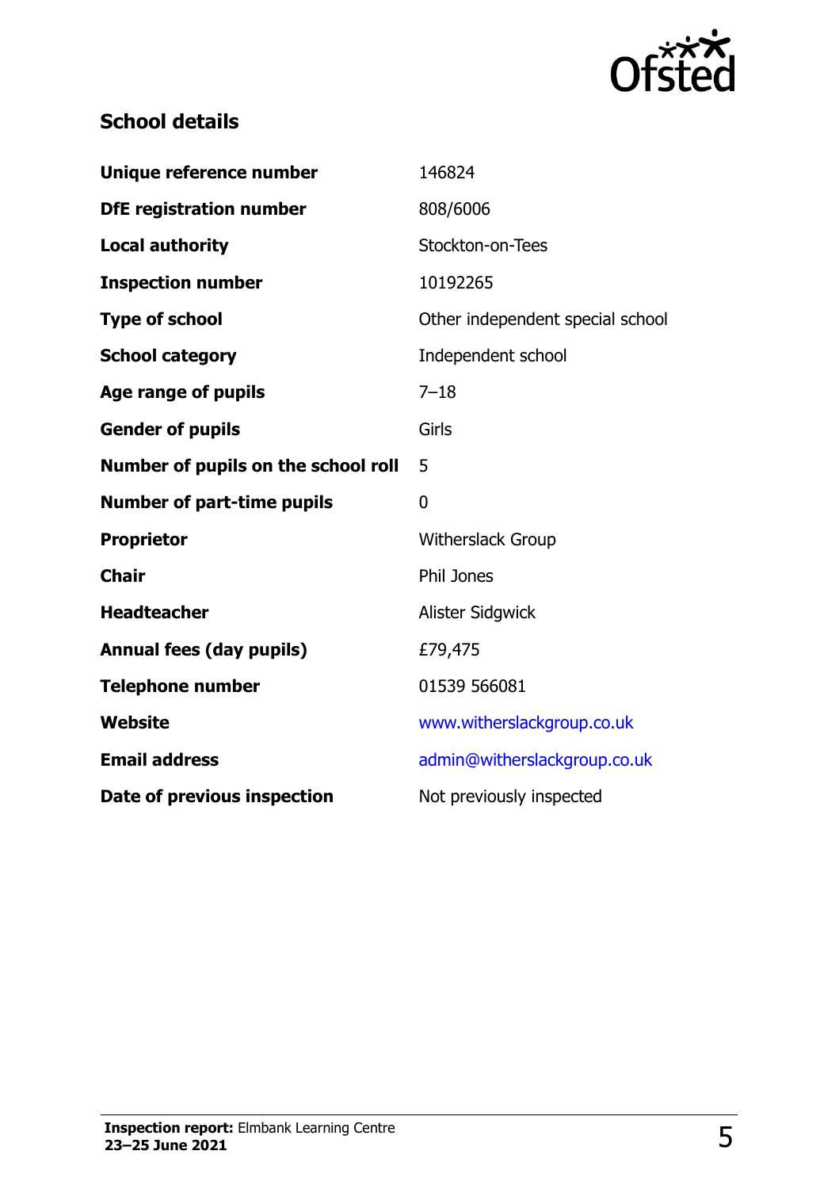## School details

| | |
|---|---|
| **Unique reference number** | 146824 |
| **DfE registration number** | 808/6006 |
| **Local authority** | Stockton-on-Tees |
| **Inspection number** | 10192265 |
| **Type of school** | Other independent special school |
| **School category** | Independent school |
| **Age range of pupils** | 7–18 |
| **Gender of pupils** | Girls |
| **Number of pupils on the school roll** | 5 |
| **Number of part-time pupils** | 0 |
| **Proprietor** | Witherslack Group |
| **Chair** | Phil Jones |
| **Headteacher** | Alister Sidgwick |
| **Annual fees (day pupils)** | £79,475 |
| **Telephone number** | 01539 566081 |
| **Website** | www.witherslackgroup.co.uk |
| **Email address** | admin@witherslackgroup.co.uk |
| **Date of previous inspection** | Not previously inspected |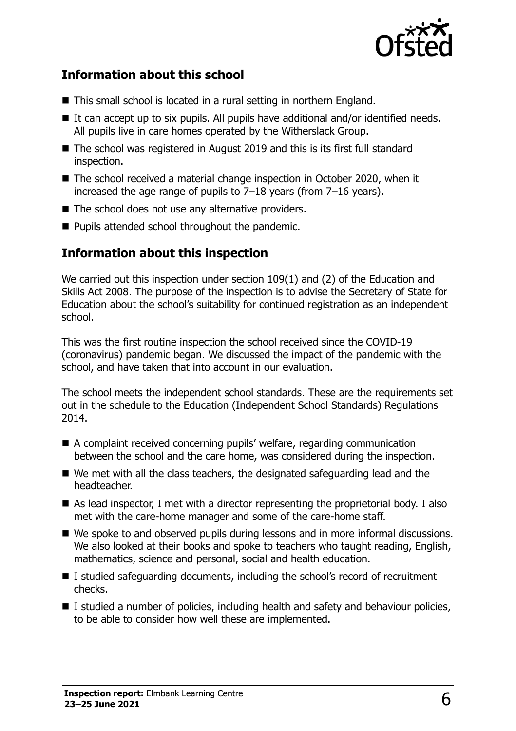## Information about this school

- This small school is located in a rural setting in northern England.
- It can accept up to six pupils. All pupils have additional and/or identified needs. All pupils live in care homes operated by the Witherslack Group.
- The school was registered in August 2019 and this is its first full standard inspection.
- The school received a material change inspection in October 2020, when it increased the age range of pupils to 7–18 years (from 7–16 years).
- The school does not use any alternative providers.
- Pupils attended school throughout the pandemic.

## Information about this inspection

We carried out this inspection under section 109(1) and (2) of the Education and Skills Act 2008. The purpose of the inspection is to advise the Secretary of State for Education about the school's suitability for continued registration as an independent school.

This was the first routine inspection the school received since the COVID-19 (coronavirus) pandemic began. We discussed the impact of the pandemic with the school, and have taken that into account in our evaluation.

The school meets the independent school standards. These are the requirements set out in the schedule to the Education (Independent School Standards) Regulations 2014.

- A complaint received concerning pupils' welfare, regarding communication between the school and the care home, was considered during the inspection.
- We met with all the class teachers, the designated safeguarding lead and the headteacher.
- As lead inspector, I met with a director representing the proprietorial body. I also met with the care-home manager and some of the care-home staff.
- We spoke to and observed pupils during lessons and in more informal discussions. We also looked at their books and spoke to teachers who taught reading, English, mathematics, science and personal, social and health education.
- I studied safeguarding documents, including the school's record of recruitment checks.
- I studied a number of policies, including health and safety and behaviour policies, to be able to consider how well these are implemented.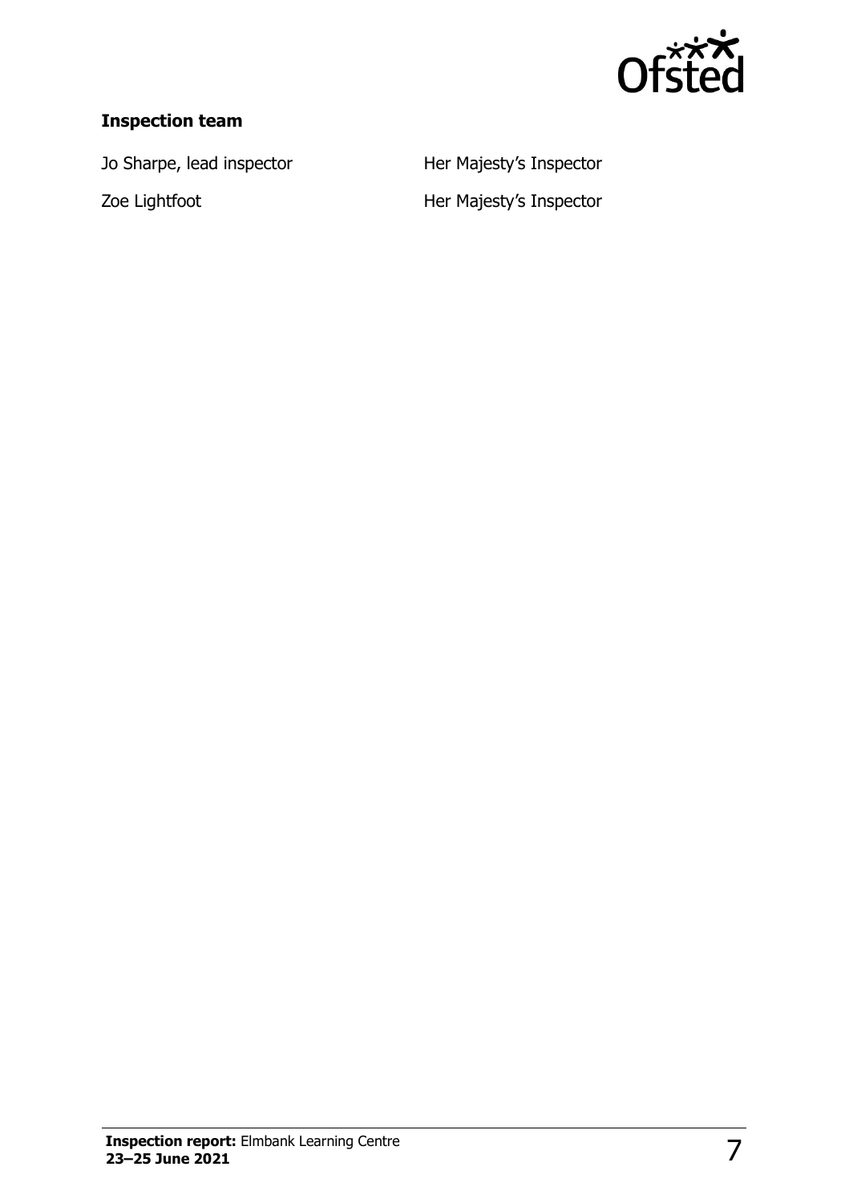### Inspection team

| | |
|---|---|
| Jo Sharpe, lead inspector | Her Majesty's Inspector |
| Zoe Lightfoot | Her Majesty's Inspector |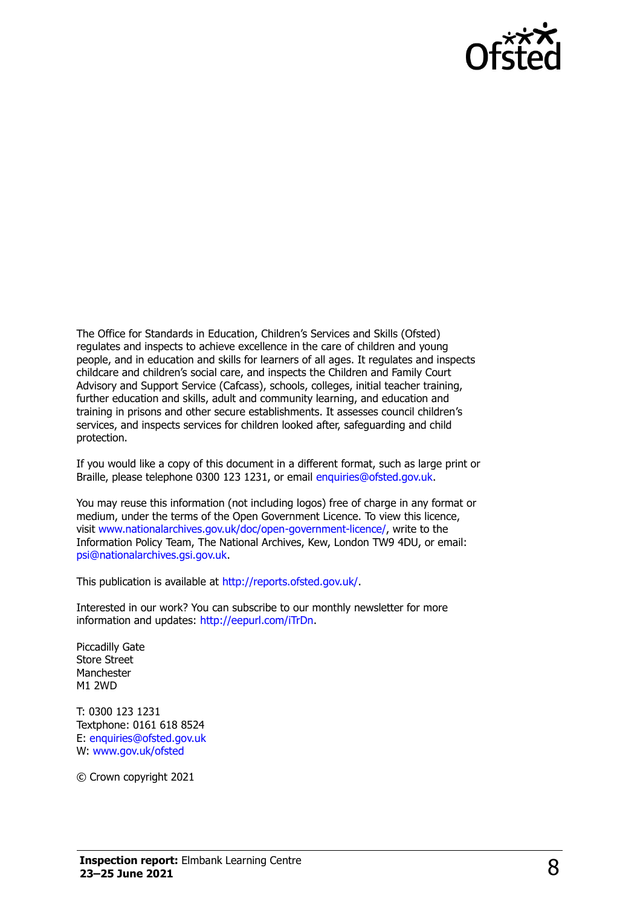The Office for Standards in Education, Children's Services and Skills (Ofsted) regulates and inspects to achieve excellence in the care of children and young people, and in education and skills for learners of all ages. It regulates and inspects childcare and children's social care, and inspects the Children and Family Court Advisory and Support Service (Cafcass), schools, colleges, initial teacher training, further education and skills, adult and community learning, and education and training in prisons and other secure establishments. It assesses council children's services, and inspects services for children looked after, safeguarding and child protection.

If you would like a copy of this document in a different format, such as large print or Braille, please telephone 0300 123 1231, or email enquiries@ofsted.gov.uk.

You may reuse this information (not including logos) free of charge in any format or medium, under the terms of the Open Government Licence. To view this licence, visit www.nationalarchives.gov.uk/doc/open-government-licence/, write to the Information Policy Team, The National Archives, Kew, London TW9 4DU, or email: psi@nationalarchives.gsi.gov.uk.

This publication is available at http://reports.ofsted.gov.uk/.

Interested in our work? You can subscribe to our monthly newsletter for more information and updates: http://eepurl.com/iTrDn.

Piccadilly Gate
Store Street
Manchester
M1 2WD

T: 0300 123 1231
Textphone: 0161 618 8524
E: enquiries@ofsted.gov.uk
W: www.gov.uk/ofsted

© Crown copyright 2021